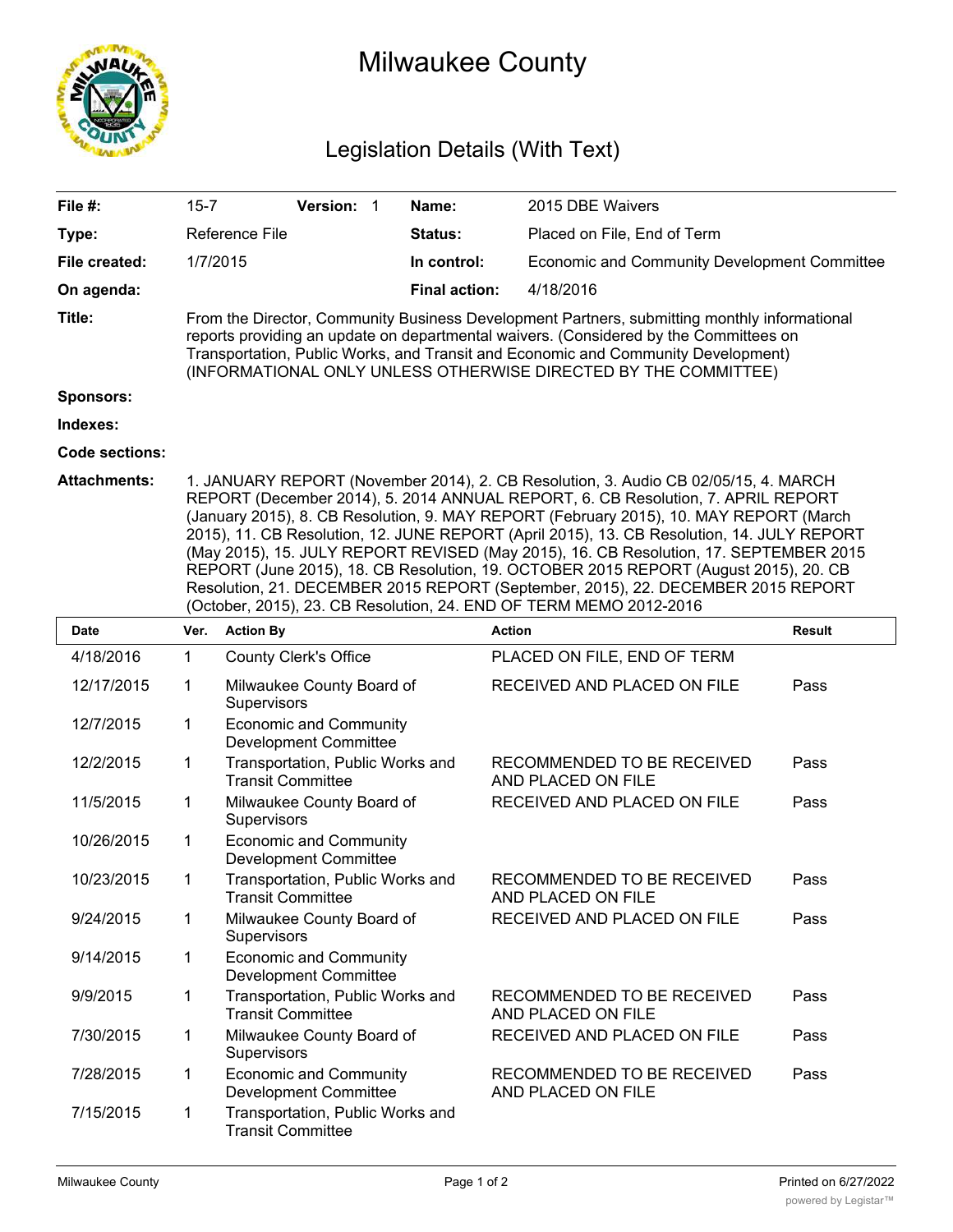# Milwaukee County

## Legislation Details (With Text)

| | | | | |
|---|---|---|---|---|
| **File #:** | 15-7 | **Version:** 1 | **Name:** | 2015 DBE Waivers |
| **Type:** | Reference File | | **Status:** | Placed on File, End of Term |
| **File created:** | 1/7/2015 | | **In control:** | Economic and Community Development Committee |
| **On agenda:** | | | **Final action:** | 4/18/2016 |

**Title:** From the Director, Community Business Development Partners, submitting monthly informational reports providing an update on departmental waivers. (Considered by the Committees on Transportation, Public Works, and Transit and Economic and Community Development) (INFORMATIONAL ONLY UNLESS OTHERWISE DIRECTED BY THE COMMITTEE)

**Sponsors:**

**Indexes:**

**Code sections:**

**Attachments:** 1. JANUARY REPORT (November 2014), 2. CB Resolution, 3. Audio CB 02/05/15, 4. MARCH REPORT (December 2014), 5. 2014 ANNUAL REPORT, 6. CB Resolution, 7. APRIL REPORT (January 2015), 8. CB Resolution, 9. MAY REPORT (February 2015), 10. MAY REPORT (March 2015), 11. CB Resolution, 12. JUNE REPORT (April 2015), 13. CB Resolution, 14. JULY REPORT (May 2015), 15. JULY REPORT REVISED (May 2015), 16. CB Resolution, 17. SEPTEMBER 2015 REPORT (June 2015), 18. CB Resolution, 19. OCTOBER 2015 REPORT (August 2015), 20. CB Resolution, 21. DECEMBER 2015 REPORT (September, 2015), 22. DECEMBER 2015 REPORT (October, 2015), 23. CB Resolution, 24. END OF TERM MEMO 2012-2016

| Date | Ver. | Action By | Action | Result |
|---|---|---|---|---|
| 4/18/2016 | 1 | County Clerk's Office | PLACED ON FILE, END OF TERM | |
| 12/17/2015 | 1 | Milwaukee County Board of Supervisors | RECEIVED AND PLACED ON FILE | Pass |
| 12/7/2015 | 1 | Economic and Community Development Committee | | |
| 12/2/2015 | 1 | Transportation, Public Works and Transit Committee | RECOMMENDED TO BE RECEIVED AND PLACED ON FILE | Pass |
| 11/5/2015 | 1 | Milwaukee County Board of Supervisors | RECEIVED AND PLACED ON FILE | Pass |
| 10/26/2015 | 1 | Economic and Community Development Committee | | |
| 10/23/2015 | 1 | Transportation, Public Works and Transit Committee | RECOMMENDED TO BE RECEIVED AND PLACED ON FILE | Pass |
| 9/24/2015 | 1 | Milwaukee County Board of Supervisors | RECEIVED AND PLACED ON FILE | Pass |
| 9/14/2015 | 1 | Economic and Community Development Committee | | |
| 9/9/2015 | 1 | Transportation, Public Works and Transit Committee | RECOMMENDED TO BE RECEIVED AND PLACED ON FILE | Pass |
| 7/30/2015 | 1 | Milwaukee County Board of Supervisors | RECEIVED AND PLACED ON FILE | Pass |
| 7/28/2015 | 1 | Economic and Community Development Committee | RECOMMENDED TO BE RECEIVED AND PLACED ON FILE | Pass |
| 7/15/2015 | 1 | Transportation, Public Works and Transit Committee | | |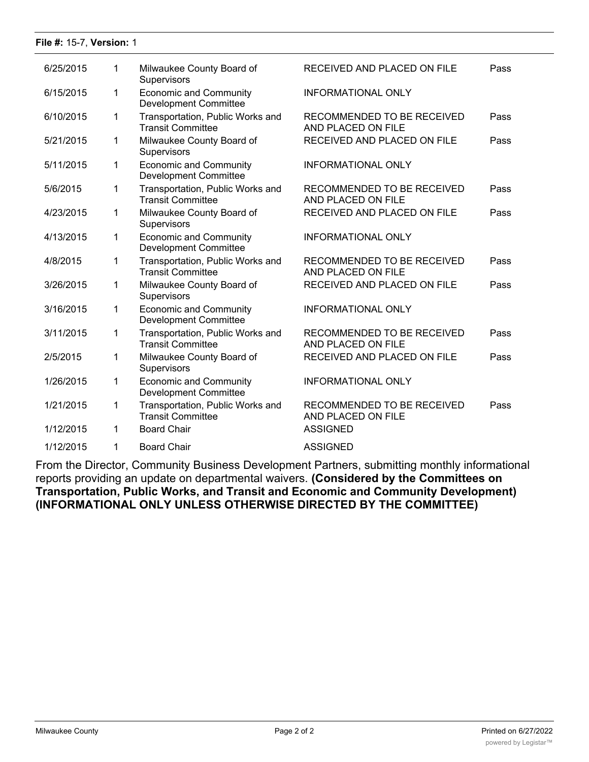**File #:** 15-7, **Version:** 1

| | | | | |
|---|---|---|---|---|
| 6/25/2015 | 1 | Milwaukee County Board of Supervisors | RECEIVED AND PLACED ON FILE | Pass |
| 6/15/2015 | 1 | Economic and Community Development Committee | INFORMATIONAL ONLY | |
| 6/10/2015 | 1 | Transportation, Public Works and Transit Committee | RECOMMENDED TO BE RECEIVED AND PLACED ON FILE | Pass |
| 5/21/2015 | 1 | Milwaukee County Board of Supervisors | RECEIVED AND PLACED ON FILE | Pass |
| 5/11/2015 | 1 | Economic and Community Development Committee | INFORMATIONAL ONLY | |
| 5/6/2015 | 1 | Transportation, Public Works and Transit Committee | RECOMMENDED TO BE RECEIVED AND PLACED ON FILE | Pass |
| 4/23/2015 | 1 | Milwaukee County Board of Supervisors | RECEIVED AND PLACED ON FILE | Pass |
| 4/13/2015 | 1 | Economic and Community Development Committee | INFORMATIONAL ONLY | |
| 4/8/2015 | 1 | Transportation, Public Works and Transit Committee | RECOMMENDED TO BE RECEIVED AND PLACED ON FILE | Pass |
| 3/26/2015 | 1 | Milwaukee County Board of Supervisors | RECEIVED AND PLACED ON FILE | Pass |
| 3/16/2015 | 1 | Economic and Community Development Committee | INFORMATIONAL ONLY | |
| 3/11/2015 | 1 | Transportation, Public Works and Transit Committee | RECOMMENDED TO BE RECEIVED AND PLACED ON FILE | Pass |
| 2/5/2015 | 1 | Milwaukee County Board of Supervisors | RECEIVED AND PLACED ON FILE | Pass |
| 1/26/2015 | 1 | Economic and Community Development Committee | INFORMATIONAL ONLY | |
| 1/21/2015 | 1 | Transportation, Public Works and Transit Committee | RECOMMENDED TO BE RECEIVED AND PLACED ON FILE | Pass |
| 1/12/2015 | 1 | Board Chair | ASSIGNED | |
| 1/12/2015 | 1 | Board Chair | ASSIGNED | |

From the Director, Community Business Development Partners, submitting monthly informational reports providing an update on departmental waivers. **(Considered by the Committees on Transportation, Public Works, and Transit and Economic and Community Development) (INFORMATIONAL ONLY UNLESS OTHERWISE DIRECTED BY THE COMMITTEE)**